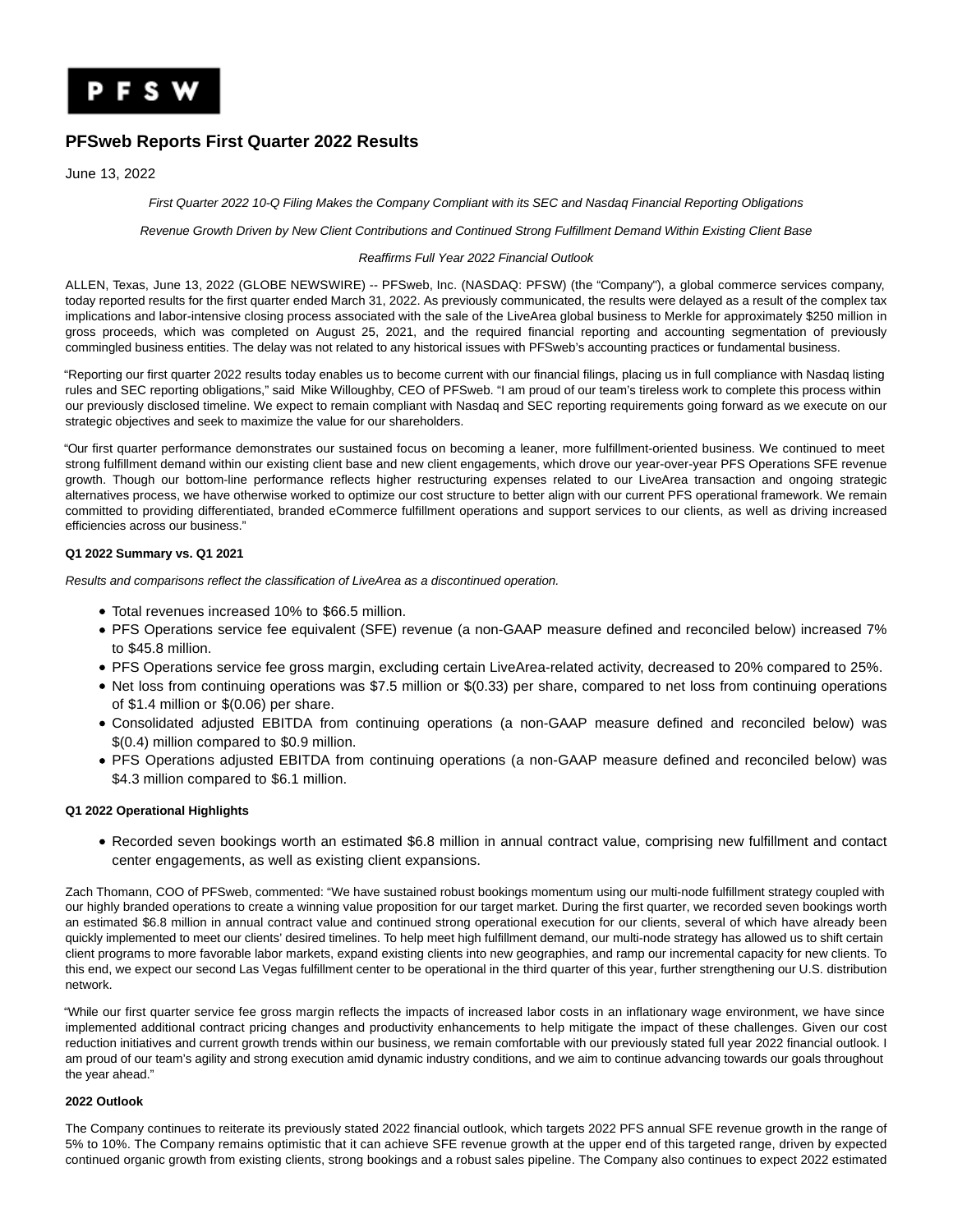P F S W

# PFSweb Reports First Quarter 2022 Results

June 13, 2022

*First Quarter 2022 10-Q Filing Makes the Company Compliant with its SEC and Nasdaq Financial Reporting Obligations*

*Revenue Growth Driven by New Client Contributions and Continued Strong Fulfillment Demand Within Existing Client Base*

*Reaffirms Full Year 2022 Financial Outlook*

ALLEN, Texas, June 13, 2022 (GLOBE NEWSWIRE) -- PFSweb, Inc. (NASDAQ: PFSW) (the "Company"), a global commerce services company, today reported results for the first quarter ended March 31, 2022. As previously communicated, the results were delayed as a result of the complex tax implications and labor-intensive closing process associated with the sale of the LiveArea global business to Merkle for approximately $250 million in gross proceeds, which was completed on August 25, 2021, and the required financial reporting and accounting segmentation of previously commingled business entities. The delay was not related to any historical issues with PFSweb's accounting practices or fundamental business.

"Reporting our first quarter 2022 results today enables us to become current with our financial filings, placing us in full compliance with Nasdaq listing rules and SEC reporting obligations," said Mike Willoughby, CEO of PFSweb. "I am proud of our team's tireless work to complete this process within our previously disclosed timeline. We expect to remain compliant with Nasdaq and SEC reporting requirements going forward as we execute on our strategic objectives and seek to maximize the value for our shareholders.

"Our first quarter performance demonstrates our sustained focus on becoming a leaner, more fulfillment-oriented business. We continued to meet strong fulfillment demand within our existing client base and new client engagements, which drove our year-over-year PFS Operations SFE revenue growth. Though our bottom-line performance reflects higher restructuring expenses related to our LiveArea transaction and ongoing strategic alternatives process, we have otherwise worked to optimize our cost structure to better align with our current PFS operational framework. We remain committed to providing differentiated, branded eCommerce fulfillment operations and support services to our clients, as well as driving increased efficiencies across our business."

**Q1 2022 Summary vs. Q1 2021**

*Results and comparisons reflect the classification of LiveArea as a discontinued operation.*

- Total revenues increased 10% to $66.5 million.
- PFS Operations service fee equivalent (SFE) revenue (a non-GAAP measure defined and reconciled below) increased 7% to $45.8 million.
- PFS Operations service fee gross margin, excluding certain LiveArea-related activity, decreased to 20% compared to 25%.
- Net loss from continuing operations was $7.5 million or $(0.33) per share, compared to net loss from continuing operations of $1.4 million or $(0.06) per share.
- Consolidated adjusted EBITDA from continuing operations (a non-GAAP measure defined and reconciled below) was $(0.4) million compared to $0.9 million.
- PFS Operations adjusted EBITDA from continuing operations (a non-GAAP measure defined and reconciled below) was $4.3 million compared to $6.1 million.

**Q1 2022 Operational Highlights**

- Recorded seven bookings worth an estimated $6.8 million in annual contract value, comprising new fulfillment and contact center engagements, as well as existing client expansions.

Zach Thomann, COO of PFSweb, commented: "We have sustained robust bookings momentum using our multi-node fulfillment strategy coupled with our highly branded operations to create a winning value proposition for our target market. During the first quarter, we recorded seven bookings worth an estimated $6.8 million in annual contract value and continued strong operational execution for our clients, several of which have already been quickly implemented to meet our clients' desired timelines. To help meet high fulfillment demand, our multi-node strategy has allowed us to shift certain client programs to more favorable labor markets, expand existing clients into new geographies, and ramp our incremental capacity for new clients. To this end, we expect our second Las Vegas fulfillment center to be operational in the third quarter of this year, further strengthening our U.S. distribution network.

"While our first quarter service fee gross margin reflects the impacts of increased labor costs in an inflationary wage environment, we have since implemented additional contract pricing changes and productivity enhancements to help mitigate the impact of these challenges. Given our cost reduction initiatives and current growth trends within our business, we remain comfortable with our previously stated full year 2022 financial outlook. I am proud of our team's agility and strong execution amid dynamic industry conditions, and we aim to continue advancing towards our goals throughout the year ahead."

**2022 Outlook**

The Company continues to reiterate its previously stated 2022 financial outlook, which targets 2022 PFS annual SFE revenue growth in the range of 5% to 10%. The Company remains optimistic that it can achieve SFE revenue growth at the upper end of this targeted range, driven by expected continued organic growth from existing clients, strong bookings and a robust sales pipeline. The Company also continues to expect 2022 estimated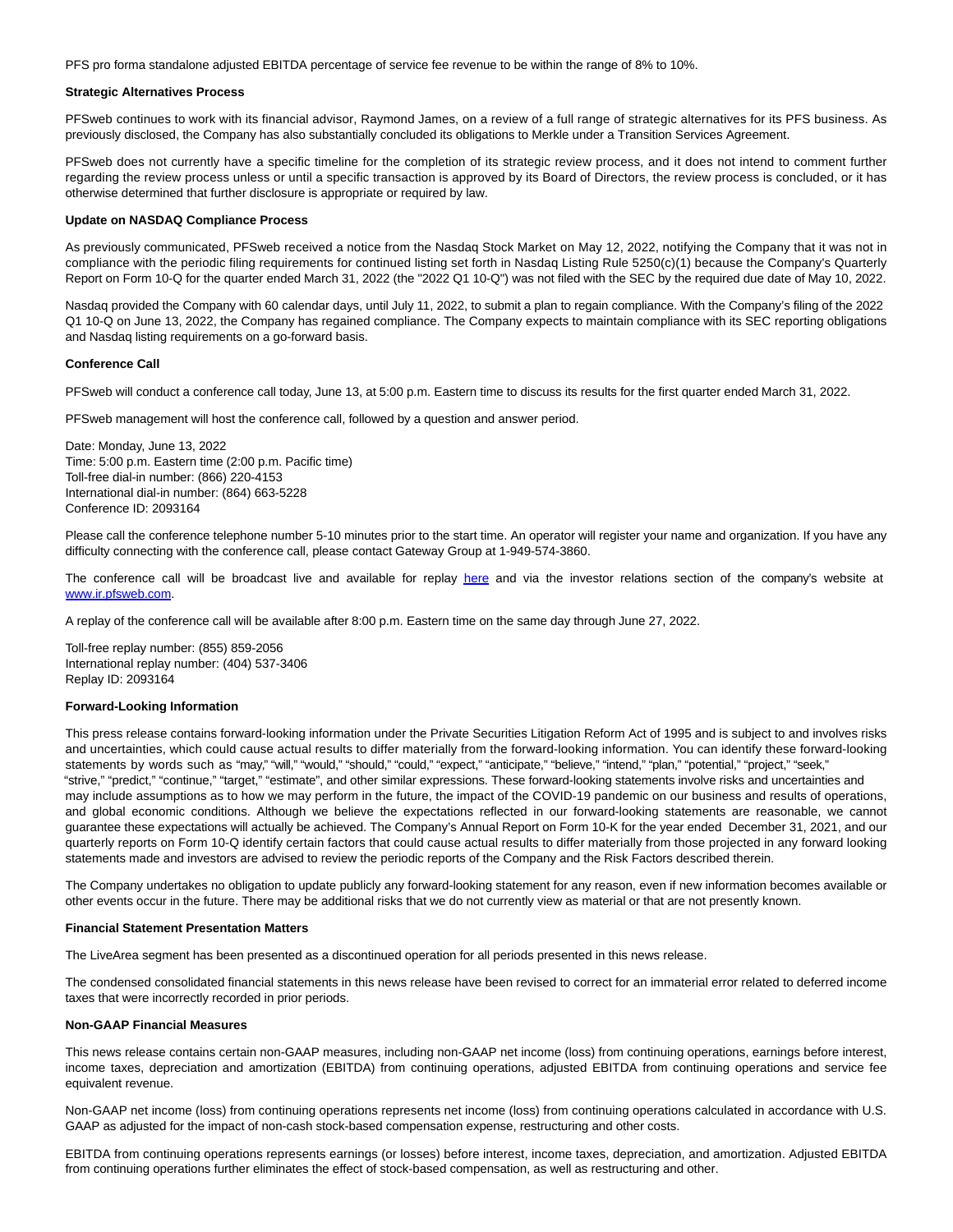PFS pro forma standalone adjusted EBITDA percentage of service fee revenue to be within the range of 8% to 10%.

**Strategic Alternatives Process**

PFSweb continues to work with its financial advisor, Raymond James, on a review of a full range of strategic alternatives for its PFS business. As previously disclosed, the Company has also substantially concluded its obligations to Merkle under a Transition Services Agreement.

PFSweb does not currently have a specific timeline for the completion of its strategic review process, and it does not intend to comment further regarding the review process unless or until a specific transaction is approved by its Board of Directors, the review process is concluded, or it has otherwise determined that further disclosure is appropriate or required by law.

**Update on NASDAQ Compliance Process**

As previously communicated, PFSweb received a notice from the Nasdaq Stock Market on May 12, 2022, notifying the Company that it was not in compliance with the periodic filing requirements for continued listing set forth in Nasdaq Listing Rule 5250(c)(1) because the Company's Quarterly Report on Form 10-Q for the quarter ended March 31, 2022 (the "2022 Q1 10-Q") was not filed with the SEC by the required due date of May 10, 2022.

Nasdaq provided the Company with 60 calendar days, until July 11, 2022, to submit a plan to regain compliance. With the Company's filing of the 2022 Q1 10-Q on June 13, 2022, the Company has regained compliance. The Company expects to maintain compliance with its SEC reporting obligations and Nasdaq listing requirements on a go-forward basis.

**Conference Call**

PFSweb will conduct a conference call today, June 13, at 5:00 p.m. Eastern time to discuss its results for the first quarter ended March 31, 2022.

PFSweb management will host the conference call, followed by a question and answer period.

Date: Monday, June 13, 2022
Time: 5:00 p.m. Eastern time (2:00 p.m. Pacific time)
Toll-free dial-in number: (866) 220-4153
International dial-in number: (864) 663-5228
Conference ID: 2093164

Please call the conference telephone number 5-10 minutes prior to the start time. An operator will register your name and organization. If you have any difficulty connecting with the conference call, please contact Gateway Group at 1-949-574-3860.

The conference call will be broadcast live and available for replay here and via the investor relations section of the company's website at www.ir.pfsweb.com.

A replay of the conference call will be available after 8:00 p.m. Eastern time on the same day through June 27, 2022.

Toll-free replay number: (855) 859-2056
International replay number: (404) 537-3406
Replay ID: 2093164

**Forward-Looking Information**

This press release contains forward-looking information under the Private Securities Litigation Reform Act of 1995 and is subject to and involves risks and uncertainties, which could cause actual results to differ materially from the forward-looking information. You can identify these forward-looking statements by words such as "may," "will," "would," "should," "could," "expect," "anticipate," "believe," "intend," "plan," "potential," "project," "seek," "strive," "predict," "continue," "target," "estimate", and other similar expressions. These forward-looking statements involve risks and uncertainties and may include assumptions as to how we may perform in the future, the impact of the COVID-19 pandemic on our business and results of operations, and global economic conditions. Although we believe the expectations reflected in our forward-looking statements are reasonable, we cannot guarantee these expectations will actually be achieved. The Company's Annual Report on Form 10-K for the year ended December 31, 2021, and our quarterly reports on Form 10-Q identify certain factors that could cause actual results to differ materially from those projected in any forward looking statements made and investors are advised to review the periodic reports of the Company and the Risk Factors described therein.

The Company undertakes no obligation to update publicly any forward-looking statement for any reason, even if new information becomes available or other events occur in the future. There may be additional risks that we do not currently view as material or that are not presently known.

**Financial Statement Presentation Matters**

The LiveArea segment has been presented as a discontinued operation for all periods presented in this news release.

The condensed consolidated financial statements in this news release have been revised to correct for an immaterial error related to deferred income taxes that were incorrectly recorded in prior periods.

**Non-GAAP Financial Measures**

This news release contains certain non-GAAP measures, including non-GAAP net income (loss) from continuing operations, earnings before interest, income taxes, depreciation and amortization (EBITDA) from continuing operations, adjusted EBITDA from continuing operations and service fee equivalent revenue.

Non-GAAP net income (loss) from continuing operations represents net income (loss) from continuing operations calculated in accordance with U.S. GAAP as adjusted for the impact of non-cash stock-based compensation expense, restructuring and other costs.

EBITDA from continuing operations represents earnings (or losses) before interest, income taxes, depreciation, and amortization. Adjusted EBITDA from continuing operations further eliminates the effect of stock-based compensation, as well as restructuring and other.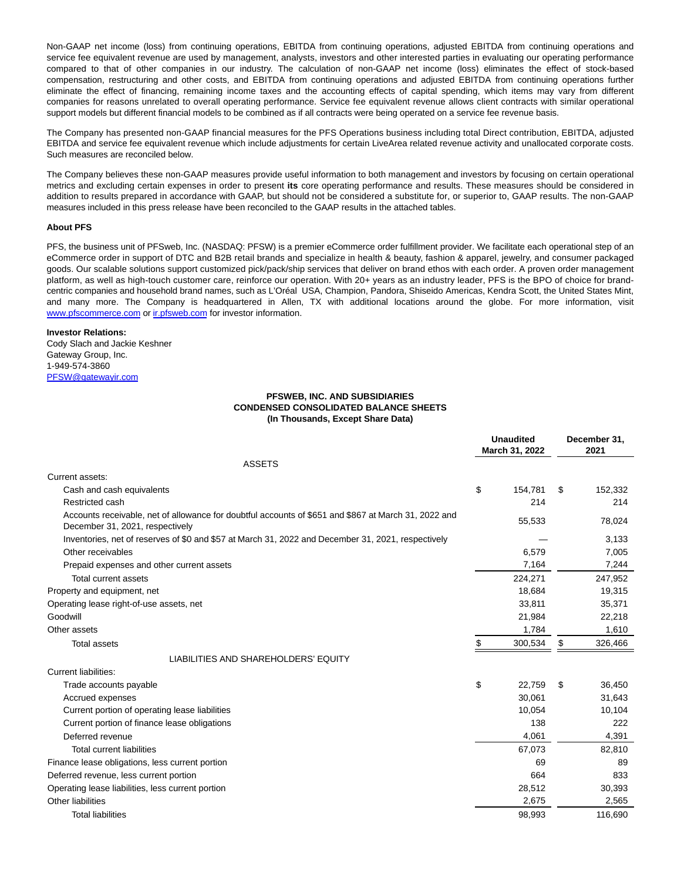Non-GAAP net income (loss) from continuing operations, EBITDA from continuing operations, adjusted EBITDA from continuing operations and service fee equivalent revenue are used by management, analysts, investors and other interested parties in evaluating our operating performance compared to that of other companies in our industry. The calculation of non-GAAP net income (loss) eliminates the effect of stock-based compensation, restructuring and other costs, and EBITDA from continuing operations and adjusted EBITDA from continuing operations further eliminate the effect of financing, remaining income taxes and the accounting effects of capital spending, which items may vary from different companies for reasons unrelated to overall operating performance. Service fee equivalent revenue allows client contracts with similar operational support models but different financial models to be combined as if all contracts were being operated on a service fee revenue basis.

The Company has presented non-GAAP financial measures for the PFS Operations business including total Direct contribution, EBITDA, adjusted EBITDA and service fee equivalent revenue which include adjustments for certain LiveArea related revenue activity and unallocated corporate costs. Such measures are reconciled below.

The Company believes these non-GAAP measures provide useful information to both management and investors by focusing on certain operational metrics and excluding certain expenses in order to present **its** core operating performance and results. These measures should be considered in addition to results prepared in accordance with GAAP, but should not be considered a substitute for, or superior to, GAAP results. The non-GAAP measures included in this press release have been reconciled to the GAAP results in the attached tables.

**About PFS**

PFS, the business unit of PFSweb, Inc. (NASDAQ: PFSW) is a premier eCommerce order fulfillment provider. We facilitate each operational step of an eCommerce order in support of DTC and B2B retail brands and specialize in health & beauty, fashion & apparel, jewelry, and consumer packaged goods. Our scalable solutions support customized pick/pack/ship services that deliver on brand ethos with each order. A proven order management platform, as well as high-touch customer care, reinforce our operation. With 20+ years as an industry leader, PFS is the BPO of choice for brand-centric companies and household brand names, such as L'Oréal USA, Champion, Pandora, Shiseido Americas, Kendra Scott, the United States Mint, and many more. The Company is headquartered in Allen, TX with additional locations around the globe. For more information, visit www.pfscommerce.com or ir.pfsweb.com for investor information.

**Investor Relations:**
Cody Slach and Jackie Keshner
Gateway Group, Inc.
1-949-574-3860
PFSW@gatewayir.com

**PFSWEB, INC. AND SUBSIDIARIES**
**CONDENSED CONSOLIDATED BALANCE SHEETS**
**(In Thousands, Except Share Data)**

| | Unaudited March 31, 2022 | December 31, 2021 |
|---|---|---|
| ASSETS | | |
| Current assets: | | |
| Cash and cash equivalents | $ 154,781 | $ 152,332 |
| Restricted cash | 214 | 214 |
| Accounts receivable, net of allowance for doubtful accounts of $651 and $867 at March 31, 2022 and December 31, 2021, respectively | 55,533 | 78,024 |
| Inventories, net of reserves of $0 and $57 at March 31, 2022 and December 31, 2021, respectively | — | 3,133 |
| Other receivables | 6,579 | 7,005 |
| Prepaid expenses and other current assets | 7,164 | 7,244 |
| Total current assets | 224,271 | 247,952 |
| Property and equipment, net | 18,684 | 19,315 |
| Operating lease right-of-use assets, net | 33,811 | 35,371 |
| Goodwill | 21,984 | 22,218 |
| Other assets | 1,784 | 1,610 |
| Total assets | $ 300,534 | $ 326,466 |
| LIABILITIES AND SHAREHOLDERS' EQUITY | | |
| Current liabilities: | | |
| Trade accounts payable | $ 22,759 | $ 36,450 |
| Accrued expenses | 30,061 | 31,643 |
| Current portion of operating lease liabilities | 10,054 | 10,104 |
| Current portion of finance lease obligations | 138 | 222 |
| Deferred revenue | 4,061 | 4,391 |
| Total current liabilities | 67,073 | 82,810 |
| Finance lease obligations, less current portion | 69 | 89 |
| Deferred revenue, less current portion | 664 | 833 |
| Operating lease liabilities, less current portion | 28,512 | 30,393 |
| Other liabilities | 2,675 | 2,565 |
| Total liabilities | 98,993 | 116,690 |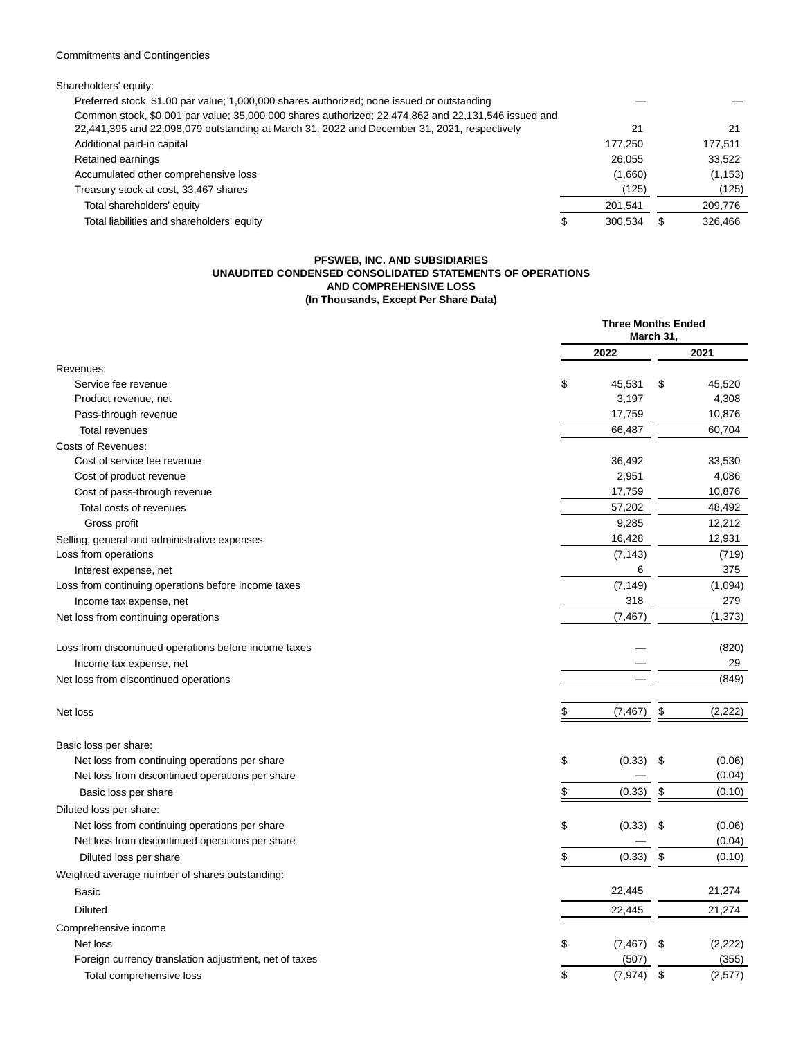Commitments and Contingencies

| | March 31, 2022 | December 31, 2021 |
|---|---|---|
| Shareholders' equity: | | |
| Preferred stock, $1.00 par value; 1,000,000 shares authorized; none issued or outstanding | — | — |
| Common stock, $0.001 par value; 35,000,000 shares authorized; 22,474,862 and 22,131,546 issued and 22,441,395 and 22,098,079 outstanding at March 31, 2022 and December 31, 2021, respectively | 21 | 21 |
| Additional paid-in capital | 177,250 | 177,511 |
| Retained earnings | 26,055 | 33,522 |
| Accumulated other comprehensive loss | (1,660) | (1,153) |
| Treasury stock at cost, 33,467 shares | (125) | (125) |
| Total shareholders' equity | 201,541 | 209,776 |
| Total liabilities and shareholders' equity | $ 300,534 | $ 326,466 |

**PFSWEB, INC. AND SUBSIDIARIES**
**UNAUDITED CONDENSED CONSOLIDATED STATEMENTS OF OPERATIONS**
**AND COMPREHENSIVE LOSS**
**(In Thousands, Except Per Share Data)**

| | Three Months Ended March 31, | |
|---|---|---|
| | 2022 | 2021 |
| Revenues: | | |
| Service fee revenue | $ 45,531 | $ 45,520 |
| Product revenue, net | 3,197 | 4,308 |
| Pass-through revenue | 17,759 | 10,876 |
| Total revenues | 66,487 | 60,704 |
| Costs of Revenues: | | |
| Cost of service fee revenue | 36,492 | 33,530 |
| Cost of product revenue | 2,951 | 4,086 |
| Cost of pass-through revenue | 17,759 | 10,876 |
| Total costs of revenues | 57,202 | 48,492 |
| Gross profit | 9,285 | 12,212 |
| Selling, general and administrative expenses | 16,428 | 12,931 |
| Loss from operations | (7,143) | (719) |
| Interest expense, net | 6 | 375 |
| Loss from continuing operations before income taxes | (7,149) | (1,094) |
| Income tax expense, net | 318 | 279 |
| Net loss from continuing operations | (7,467) | (1,373) |
| | | |
| Loss from discontinued operations before income taxes | — | (820) |
| Income tax expense, net | — | 29 |
| Net loss from discontinued operations | — | (849) |
| | | |
| Net loss | $ (7,467) | $ (2,222) |
| | | |
| Basic loss per share: | | |
| Net loss from continuing operations per share | $ (0.33) | $ (0.06) |
| Net loss from discontinued operations per share | — | (0.04) |
| Basic loss per share | $ (0.33) | $ (0.10) |
| Diluted loss per share: | | |
| Net loss from continuing operations per share | $ (0.33) | $ (0.06) |
| Net loss from discontinued operations per share | — | (0.04) |
| Diluted loss per share | $ (0.33) | $ (0.10) |
| Weighted average number of shares outstanding: | | |
| Basic | 22,445 | 21,274 |
| Diluted | 22,445 | 21,274 |
| Comprehensive income | | |
| Net loss | $ (7,467) | $ (2,222) |
| Foreign currency translation adjustment, net of taxes | (507) | (355) |
| Total comprehensive loss | $ (7,974) | $ (2,577) |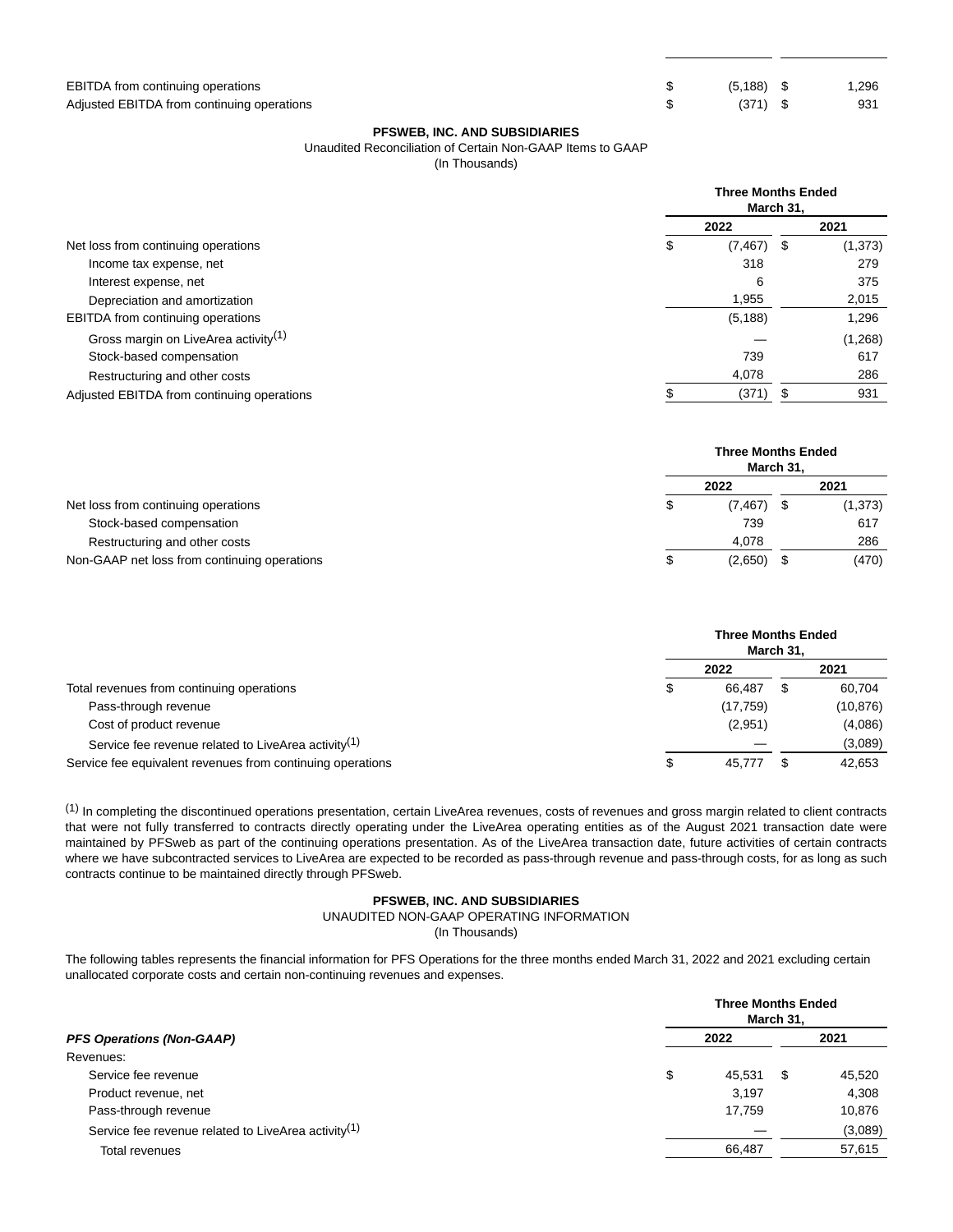| | 2022 | 2021 |
|---|---|---|
| EBITDA from continuing operations | $ (5,188) | $ 1,296 |
| Adjusted EBITDA from continuing operations | $ (371) | $ 931 |

**PFSWEB, INC. AND SUBSIDIARIES**

Unaudited Reconciliation of Certain Non-GAAP Items to GAAP

(In Thousands)

| | Three Months Ended March 31, | |
|---|---|---|
| | 2022 | 2021 |
| Net loss from continuing operations | $ (7,467) | $ (1,373) |
| Income tax expense, net | 318 | 279 |
| Interest expense, net | 6 | 375 |
| Depreciation and amortization | 1,955 | 2,015 |
| EBITDA from continuing operations | (5,188) | 1,296 |
| Gross margin on LiveArea activity(1) | — | (1,268) |
| Stock-based compensation | 739 | 617 |
| Restructuring and other costs | 4,078 | 286 |
| Adjusted EBITDA from continuing operations | $ (371) | $ 931 |

| | Three Months Ended March 31, | |
|---|---|---|
| | 2022 | 2021 |
| Net loss from continuing operations | $ (7,467) | $ (1,373) |
| Stock-based compensation | 739 | 617 |
| Restructuring and other costs | 4,078 | 286 |
| Non-GAAP net loss from continuing operations | $ (2,650) | $ (470) |

| | Three Months Ended March 31, | |
|---|---|---|
| | 2022 | 2021 |
| Total revenues from continuing operations | $ 66,487 | $ 60,704 |
| Pass-through revenue | (17,759) | (10,876) |
| Cost of product revenue | (2,951) | (4,086) |
| Service fee revenue related to LiveArea activity(1) | — | (3,089) |
| Service fee equivalent revenues from continuing operations | $ 45,777 | $ 42,653 |

(1) In completing the discontinued operations presentation, certain LiveArea revenues, costs of revenues and gross margin related to client contracts that were not fully transferred to contracts directly operating under the LiveArea operating entities as of the August 2021 transaction date were maintained by PFSweb as part of the continuing operations presentation. As of the LiveArea transaction date, future activities of certain contracts where we have subcontracted services to LiveArea are expected to be recorded as pass-through revenue and pass-through costs, for as long as such contracts continue to be maintained directly through PFSweb.

**PFSWEB, INC. AND SUBSIDIARIES**

UNAUDITED NON-GAAP OPERATING INFORMATION

(In Thousands)

The following tables represents the financial information for PFS Operations for the three months ended March 31, 2022 and 2021 excluding certain unallocated corporate costs and certain non-continuing revenues and expenses.

| | Three Months Ended March 31, | |
|---|---|---|
| ***PFS Operations (Non-GAAP)*** | 2022 | 2021 |
| Revenues: | | |
| Service fee revenue | $ 45,531 | $ 45,520 |
| Product revenue, net | 3,197 | 4,308 |
| Pass-through revenue | 17,759 | 10,876 |
| Service fee revenue related to LiveArea activity(1) | — | (3,089) |
| Total revenues | 66,487 | 57,615 |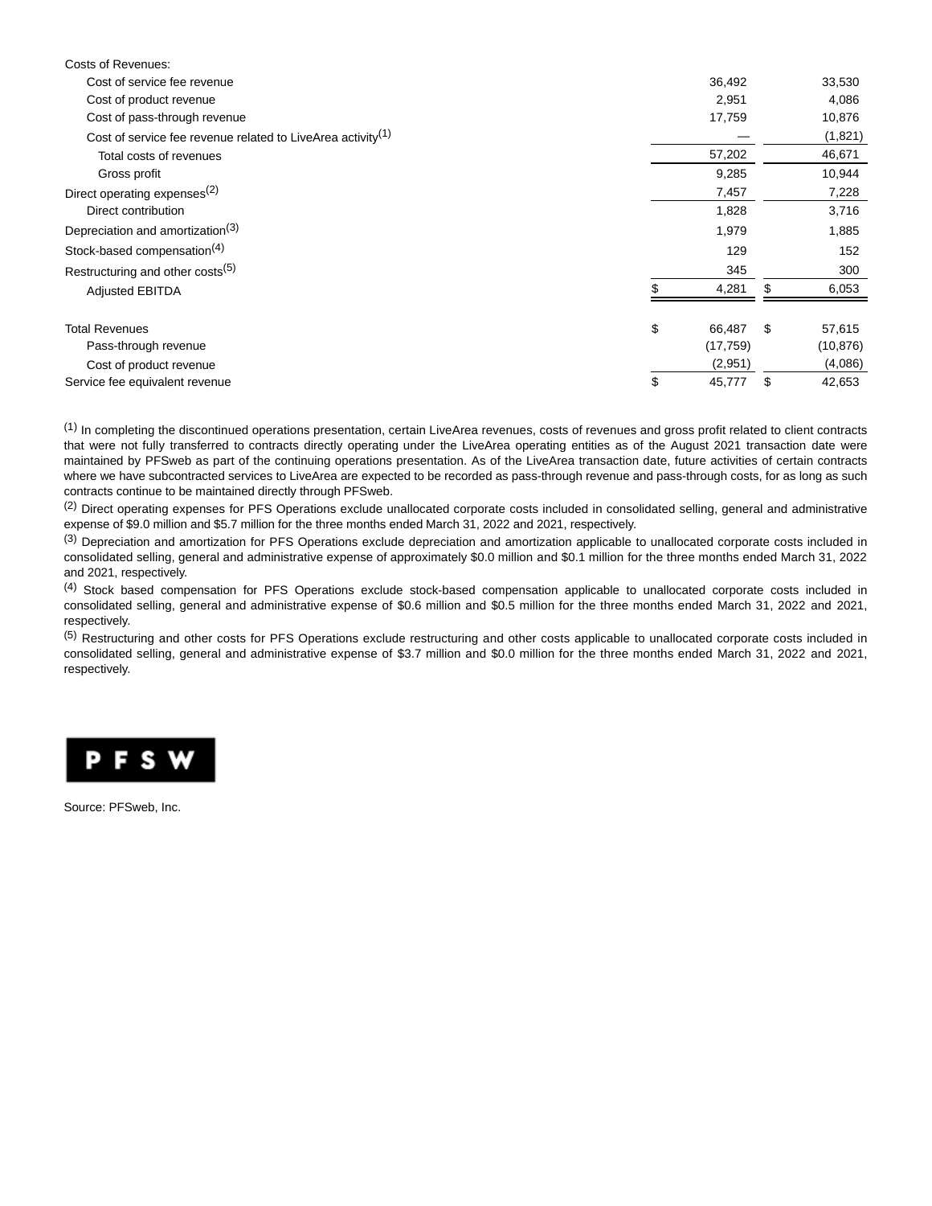| | | |
|---|---|---|
| Costs of Revenues: | | |
| Cost of service fee revenue | 36,492 | 33,530 |
| Cost of product revenue | 2,951 | 4,086 |
| Cost of pass-through revenue | 17,759 | 10,876 |
| Cost of service fee revenue related to LiveArea activity[1] | — | (1,821) |
| Total costs of revenues | 57,202 | 46,671 |
| Gross profit | 9,285 | 10,944 |
| Direct operating expenses[2] | 7,457 | 7,228 |
| Direct contribution | 1,828 | 3,716 |
| Depreciation and amortization[3] | 1,979 | 1,885 |
| Stock-based compensation[4] | 129 | 152 |
| Restructuring and other costs[5] | 345 | 300 |
| Adjusted EBITDA | $ 4,281 | $ 6,053 |
| | | |
| Total Revenues | $ 66,487 | $ 57,615 |
| Pass-through revenue | (17,759) | (10,876) |
| Cost of product revenue | (2,951) | (4,086) |
| Service fee equivalent revenue | $ 45,777 | $ 42,653 |

[1] In completing the discontinued operations presentation, certain LiveArea revenues, costs of revenues and gross profit related to client contracts that were not fully transferred to contracts directly operating under the LiveArea operating entities as of the August 2021 transaction date were maintained by PFSweb as part of the continuing operations presentation. As of the LiveArea transaction date, future activities of certain contracts where we have subcontracted services to LiveArea are expected to be recorded as pass-through revenue and pass-through costs, for as long as such contracts continue to be maintained directly through PFSweb.

[2] Direct operating expenses for PFS Operations exclude unallocated corporate costs included in consolidated selling, general and administrative expense of $9.0 million and $5.7 million for the three months ended March 31, 2022 and 2021, respectively.

[3] Depreciation and amortization for PFS Operations exclude depreciation and amortization applicable to unallocated corporate costs included in consolidated selling, general and administrative expense of approximately $0.0 million and $0.1 million for the three months ended March 31, 2022 and 2021, respectively.

[4] Stock based compensation for PFS Operations exclude stock-based compensation applicable to unallocated corporate costs included in consolidated selling, general and administrative expense of $0.6 million and $0.5 million for the three months ended March 31, 2022 and 2021, respectively.

[5] Restructuring and other costs for PFS Operations exclude restructuring and other costs applicable to unallocated corporate costs included in consolidated selling, general and administrative expense of $3.7 million and $0.0 million for the three months ended March 31, 2022 and 2021, respectively.

PFSW

Source: PFSweb, Inc.